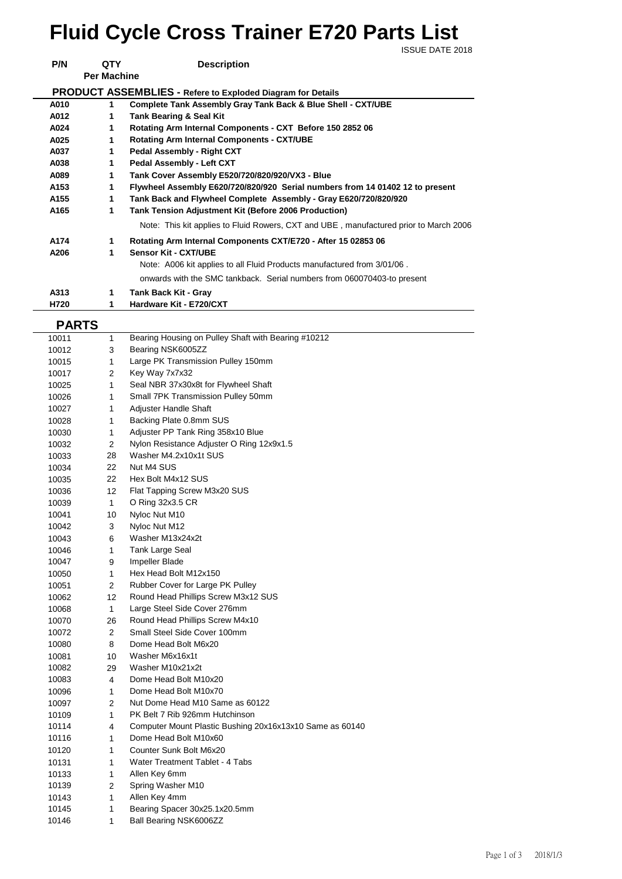# Fluid Cycle Cross Trainer E720 Parts List

ISSUE DATE 2018

| P/N | QTY Per Machine | Description |
|---|---|---|
| **PRODUCT ASSEMBLIES - Refere to Exploded Diagram for Details** | | |
| **A010** | **1** | **Complete Tank Assembly Gray Tank Back & Blue Shell - CXT/UBE** |
| **A012** | **1** | **Tank Bearing & Seal Kit** |
| **A024** | **1** | **Rotating Arm Internal Components - CXT Before 150 2852 06** |
| **A025** | **1** | **Rotating Arm Internal Components - CXT/UBE** |
| **A037** | **1** | **Pedal Assembly - Right CXT** |
| **A038** | **1** | **Pedal Assembly - Left CXT** |
| **A089** | **1** | **Tank Cover Assembly E520/720/820/920/VX3 - Blue** |
| **A153** | **1** | **Flywheel Assembly E620/720/820/920 Serial numbers from 14 01402 12 to present** |
| **A155** | **1** | **Tank Back and Flywheel Complete Assembly - Gray E620/720/820/920** |
| **A165** | **1** | **Tank Tension Adjustment Kit (Before 2006 Production)** |
| | | Note: This kit applies to Fluid Rowers, CXT and UBE , manufactured prior to March 2006 |
| **A174** | **1** | **Rotating Arm Internal Components CXT/E720 - After 15 02853 06** |
| **A206** | **1** | **Sensor Kit - CXT/UBE** |
| | | Note: A006 kit applies to all Fluid Products manufactured from 3/01/06 . |
| | | onwards with the SMC tankback. Serial numbers from 060070403-to present |
| **A313** | **1** | **Tank Back Kit - Gray** |
| **H720** | **1** | **Hardware Kit - E720/CXT** |

## PARTS

| P/N | QTY | Description |
|---|---|---|
| 10011 | 1 | Bearing Housing on Pulley Shaft with Bearing #10212 |
| 10012 | 3 | Bearing NSK6005ZZ |
| 10015 | 1 | Large PK Transmission Pulley 150mm |
| 10017 | 2 | Key Way 7x7x32 |
| 10025 | 1 | Seal NBR 37x30x8t for Flywheel Shaft |
| 10026 | 1 | Small 7PK Transmission Pulley 50mm |
| 10027 | 1 | Adjuster Handle Shaft |
| 10028 | 1 | Backing Plate 0.8mm SUS |
| 10030 | 1 | Adjuster PP Tank Ring 358x10 Blue |
| 10032 | 2 | Nylon Resistance Adjuster O Ring 12x9x1.5 |
| 10033 | 28 | Washer M4.2x10x1t SUS |
| 10034 | 22 | Nut M4 SUS |
| 10035 | 22 | Hex Bolt M4x12 SUS |
| 10036 | 12 | Flat Tapping Screw M3x20 SUS |
| 10039 | 1 | O Ring 32x3.5 CR |
| 10041 | 10 | Nyloc Nut M10 |
| 10042 | 3 | Nyloc Nut M12 |
| 10043 | 6 | Washer M13x24x2t |
| 10046 | 1 | Tank Large Seal |
| 10047 | 9 | Impeller Blade |
| 10050 | 1 | Hex Head Bolt M12x150 |
| 10051 | 2 | Rubber Cover for Large PK Pulley |
| 10062 | 12 | Round Head Phillips Screw M3x12 SUS |
| 10068 | 1 | Large Steel Side Cover 276mm |
| 10070 | 26 | Round Head Phillips Screw M4x10 |
| 10072 | 2 | Small Steel Side Cover 100mm |
| 10080 | 8 | Dome Head Bolt M6x20 |
| 10081 | 10 | Washer M6x16x1t |
| 10082 | 29 | Washer M10x21x2t |
| 10083 | 4 | Dome Head Bolt M10x20 |
| 10096 | 1 | Dome Head Bolt M10x70 |
| 10097 | 2 | Nut Dome Head M10 Same as 60122 |
| 10109 | 1 | PK Belt 7 Rib 926mm Hutchinson |
| 10114 | 4 | Computer Mount Plastic Bushing 20x16x13x10 Same as 60140 |
| 10116 | 1 | Dome Head Bolt M10x60 |
| 10120 | 1 | Counter Sunk Bolt M6x20 |
| 10131 | 1 | Water Treatment Tablet - 4 Tabs |
| 10133 | 1 | Allen Key 6mm |
| 10139 | 2 | Spring Washer M10 |
| 10143 | 1 | Allen Key 4mm |
| 10145 | 1 | Bearing Spacer 30x25.1x20.5mm |
| 10146 | 1 | Ball Bearing NSK6006ZZ |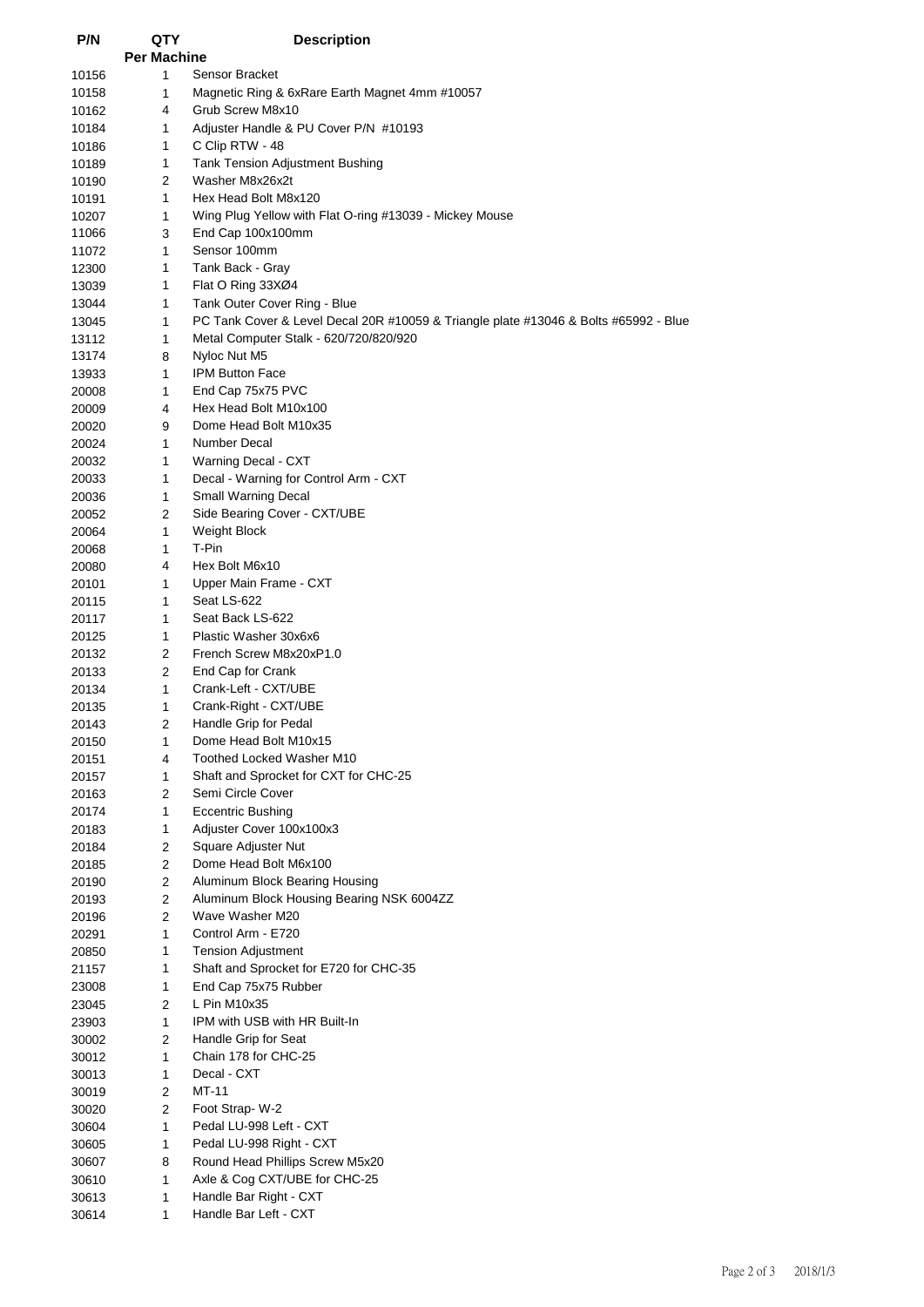| P/N | QTY Per Machine | Description |
|---|---|---|
| 10156 | 1 | Sensor Bracket |
| 10158 | 1 | Magnetic Ring & 6xRare Earth Magnet 4mm #10057 |
| 10162 | 4 | Grub Screw M8x10 |
| 10184 | 1 | Adjuster Handle & PU Cover P/N #10193 |
| 10186 | 1 | C Clip RTW - 48 |
| 10189 | 1 | Tank Tension Adjustment Bushing |
| 10190 | 2 | Washer M8x26x2t |
| 10191 | 1 | Hex Head Bolt M8x120 |
| 10207 | 1 | Wing Plug Yellow with Flat O-ring #13039 - Mickey Mouse |
| 11066 | 3 | End Cap 100x100mm |
| 11072 | 1 | Sensor 100mm |
| 12300 | 1 | Tank Back - Gray |
| 13039 | 1 | Flat O Ring 33XØ4 |
| 13044 | 1 | Tank Outer Cover Ring - Blue |
| 13045 | 1 | PC Tank Cover & Level Decal 20R #10059 & Triangle plate #13046 & Bolts #65992 - Blue |
| 13112 | 1 | Metal Computer Stalk - 620/720/820/920 |
| 13174 | 8 | Nyloc Nut M5 |
| 13933 | 1 | IPM Button Face |
| 20008 | 1 | End Cap 75x75 PVC |
| 20009 | 4 | Hex Head Bolt M10x100 |
| 20020 | 9 | Dome Head Bolt M10x35 |
| 20024 | 1 | Number Decal |
| 20032 | 1 | Warning Decal - CXT |
| 20033 | 1 | Decal - Warning for Control Arm - CXT |
| 20036 | 1 | Small Warning Decal |
| 20052 | 2 | Side Bearing Cover - CXT/UBE |
| 20064 | 1 | Weight Block |
| 20068 | 1 | T-Pin |
| 20080 | 4 | Hex Bolt M6x10 |
| 20101 | 1 | Upper Main Frame - CXT |
| 20115 | 1 | Seat LS-622 |
| 20117 | 1 | Seat Back LS-622 |
| 20125 | 1 | Plastic Washer 30x6x6 |
| 20132 | 2 | French Screw M8x20xP1.0 |
| 20133 | 2 | End Cap for Crank |
| 20134 | 1 | Crank-Left - CXT/UBE |
| 20135 | 1 | Crank-Right - CXT/UBE |
| 20143 | 2 | Handle Grip for Pedal |
| 20150 | 1 | Dome Head Bolt M10x15 |
| 20151 | 4 | Toothed Locked Washer M10 |
| 20157 | 1 | Shaft and Sprocket for CXT for CHC-25 |
| 20163 | 2 | Semi Circle Cover |
| 20174 | 1 | Eccentric Bushing |
| 20183 | 1 | Adjuster Cover 100x100x3 |
| 20184 | 2 | Square Adjuster Nut |
| 20185 | 2 | Dome Head Bolt M6x100 |
| 20190 | 2 | Aluminum Block Bearing Housing |
| 20193 | 2 | Aluminum Block Housing Bearing NSK 6004ZZ |
| 20196 | 2 | Wave Washer M20 |
| 20291 | 1 | Control Arm - E720 |
| 20850 | 1 | Tension Adjustment |
| 21157 | 1 | Shaft and Sprocket for E720 for CHC-35 |
| 23008 | 1 | End Cap 75x75 Rubber |
| 23045 | 2 | L Pin M10x35 |
| 23903 | 1 | IPM with USB with HR Built-In |
| 30002 | 2 | Handle Grip for Seat |
| 30012 | 1 | Chain 178 for CHC-25 |
| 30013 | 1 | Decal - CXT |
| 30019 | 2 | MT-11 |
| 30020 | 2 | Foot Strap- W-2 |
| 30604 | 1 | Pedal LU-998 Left - CXT |
| 30605 | 1 | Pedal LU-998 Right - CXT |
| 30607 | 8 | Round Head Phillips Screw M5x20 |
| 30610 | 1 | Axle & Cog CXT/UBE for CHC-25 |
| 30613 | 1 | Handle Bar Right - CXT |
| 30614 | 1 | Handle Bar Left - CXT |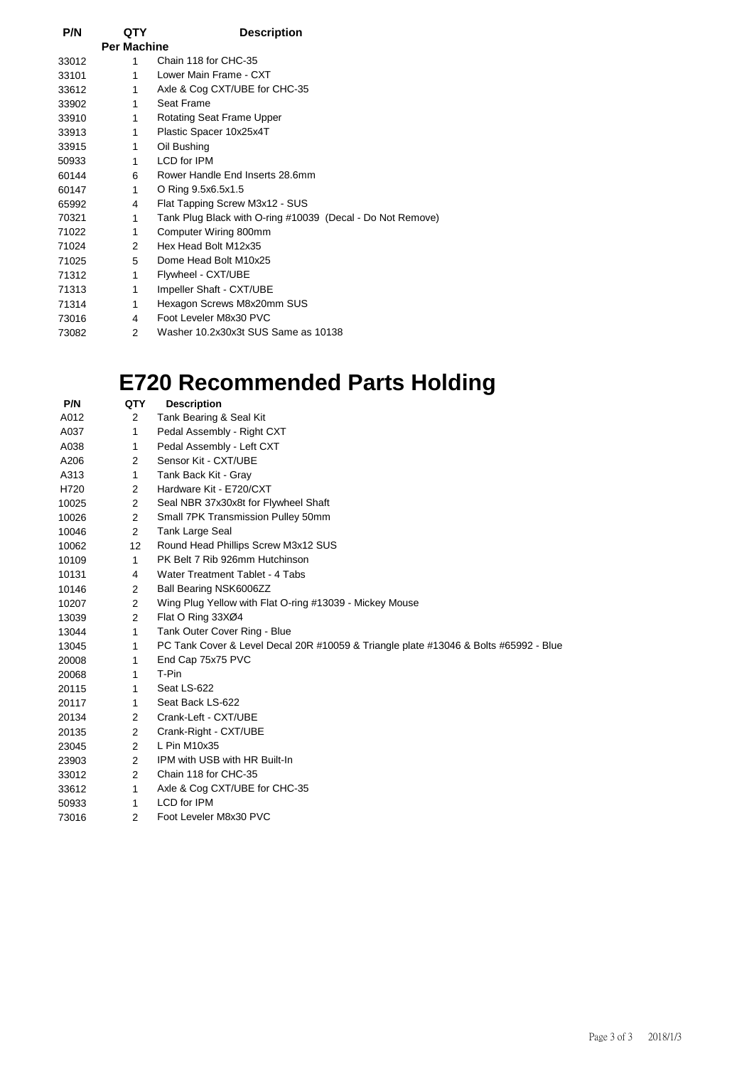| P/N | QTY Per Machine | Description |
|---|---|---|
| 33012 | 1 | Chain 118 for CHC-35 |
| 33101 | 1 | Lower Main Frame - CXT |
| 33612 | 1 | Axle & Cog CXT/UBE for CHC-35 |
| 33902 | 1 | Seat Frame |
| 33910 | 1 | Rotating Seat Frame Upper |
| 33913 | 1 | Plastic Spacer 10x25x4T |
| 33915 | 1 | Oil Bushing |
| 50933 | 1 | LCD for IPM |
| 60144 | 6 | Rower Handle End Inserts 28.6mm |
| 60147 | 1 | O Ring 9.5x6.5x1.5 |
| 65992 | 4 | Flat Tapping Screw M3x12 - SUS |
| 70321 | 1 | Tank Plug Black with O-ring #10039 (Decal - Do Not Remove) |
| 71022 | 1 | Computer Wiring 800mm |
| 71024 | 2 | Hex Head Bolt M12x35 |
| 71025 | 5 | Dome Head Bolt M10x25 |
| 71312 | 1 | Flywheel - CXT/UBE |
| 71313 | 1 | Impeller Shaft - CXT/UBE |
| 71314 | 1 | Hexagon Screws M8x20mm SUS |
| 73016 | 4 | Foot Leveler M8x30 PVC |
| 73082 | 2 | Washer 10.2x30x3t SUS Same as 10138 |

# E720 Recommended Parts Holding

| P/N | QTY | Description |
|---|---|---|
| A012 | 2 | Tank Bearing & Seal Kit |
| A037 | 1 | Pedal Assembly - Right CXT |
| A038 | 1 | Pedal Assembly - Left CXT |
| A206 | 2 | Sensor Kit - CXT/UBE |
| A313 | 1 | Tank Back Kit - Gray |
| H720 | 2 | Hardware Kit - E720/CXT |
| 10025 | 2 | Seal NBR 37x30x8t for Flywheel Shaft |
| 10026 | 2 | Small 7PK Transmission Pulley 50mm |
| 10046 | 2 | Tank Large Seal |
| 10062 | 12 | Round Head Phillips Screw M3x12 SUS |
| 10109 | 1 | PK Belt 7 Rib 926mm Hutchinson |
| 10131 | 4 | Water Treatment Tablet - 4 Tabs |
| 10146 | 2 | Ball Bearing NSK6006ZZ |
| 10207 | 2 | Wing Plug Yellow with Flat O-ring #13039 - Mickey Mouse |
| 13039 | 2 | Flat O Ring 33XØ4 |
| 13044 | 1 | Tank Outer Cover Ring - Blue |
| 13045 | 1 | PC Tank Cover & Level Decal 20R #10059 & Triangle plate #13046 & Bolts #65992 - Blue |
| 20008 | 1 | End Cap 75x75 PVC |
| 20068 | 1 | T-Pin |
| 20115 | 1 | Seat LS-622 |
| 20117 | 1 | Seat Back LS-622 |
| 20134 | 2 | Crank-Left - CXT/UBE |
| 20135 | 2 | Crank-Right - CXT/UBE |
| 23045 | 2 | L Pin M10x35 |
| 23903 | 2 | IPM with USB with HR Built-In |
| 33012 | 2 | Chain 118 for CHC-35 |
| 33612 | 1 | Axle & Cog CXT/UBE for CHC-35 |
| 50933 | 1 | LCD for IPM |
| 73016 | 2 | Foot Leveler M8x30 PVC |

2018/1/3